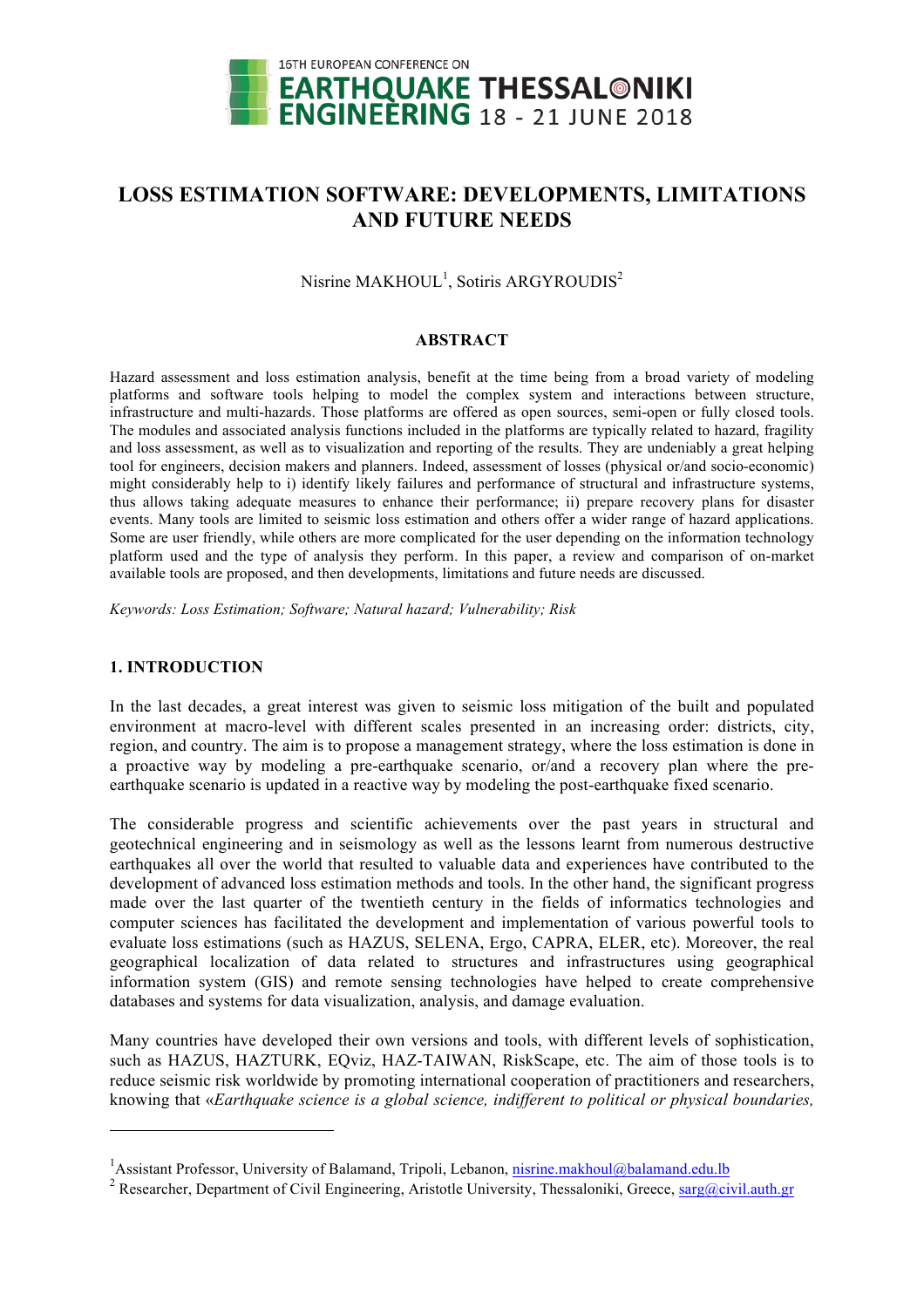# LOSS ESTIMATION SOFTWARE: DEVELOPMENTS, LIMITATIONS AND FUTURE NEEDS

Nisrine MAKHOUL[1], Sotiris ARGYROUDIS[2]

## ABSTRACT

Hazard assessment and loss estimation analysis, benefit at the time being from a broad variety of modeling platforms and software tools helping to model the complex system and interactions between structure, infrastructure and multi-hazards. Those platforms are offered as open sources, semi-open or fully closed tools. The modules and associated analysis functions included in the platforms are typically related to hazard, fragility and loss assessment, as well as to visualization and reporting of the results. They are undeniably a great helping tool for engineers, decision makers and planners. Indeed, assessment of losses (physical or/and socio-economic) might considerably help to i) identify likely failures and performance of structural and infrastructure systems, thus allows taking adequate measures to enhance their performance; ii) prepare recovery plans for disaster events. Many tools are limited to seismic loss estimation and others offer a wider range of hazard applications. Some are user friendly, while others are more complicated for the user depending on the information technology platform used and the type of analysis they perform. In this paper, a review and comparison of on-market available tools are proposed, and then developments, limitations and future needs are discussed.

*Keywords: Loss Estimation; Software; Natural hazard; Vulnerability; Risk*

## 1. INTRODUCTION

In the last decades, a great interest was given to seismic loss mitigation of the built and populated environment at macro-level with different scales presented in an increasing order: districts, city, region, and country. The aim is to propose a management strategy, where the loss estimation is done in a proactive way by modeling a pre-earthquake scenario, or/and a recovery plan where the pre-earthquake scenario is updated in a reactive way by modeling the post-earthquake fixed scenario.

The considerable progress and scientific achievements over the past years in structural and geotechnical engineering and in seismology as well as the lessons learnt from numerous destructive earthquakes all over the world that resulted to valuable data and experiences have contributed to the development of advanced loss estimation methods and tools. In the other hand, the significant progress made over the last quarter of the twentieth century in the fields of informatics technologies and computer sciences has facilitated the development and implementation of various powerful tools to evaluate loss estimations (such as HAZUS, SELENA, Ergo, CAPRA, ELER, etc). Moreover, the real geographical localization of data related to structures and infrastructures using geographical information system (GIS) and remote sensing technologies have helped to create comprehensive databases and systems for data visualization, analysis, and damage evaluation.

Many countries have developed their own versions and tools, with different levels of sophistication, such as HAZUS, HAZTURK, EQviz, HAZ-TAIWAN, RiskScape, etc. The aim of those tools is to reduce seismic risk worldwide by promoting international cooperation of practitioners and researchers, knowing that «*Earthquake science is a global science, indifferent to political or physical boundaries,*

---

[1]Assistant Professor, University of Balamand, Tripoli, Lebanon, nisrine.makhoul@balamand.edu.lb

[2] Researcher, Department of Civil Engineering, Aristotle University, Thessaloniki, Greece, sarg@civil.auth.gr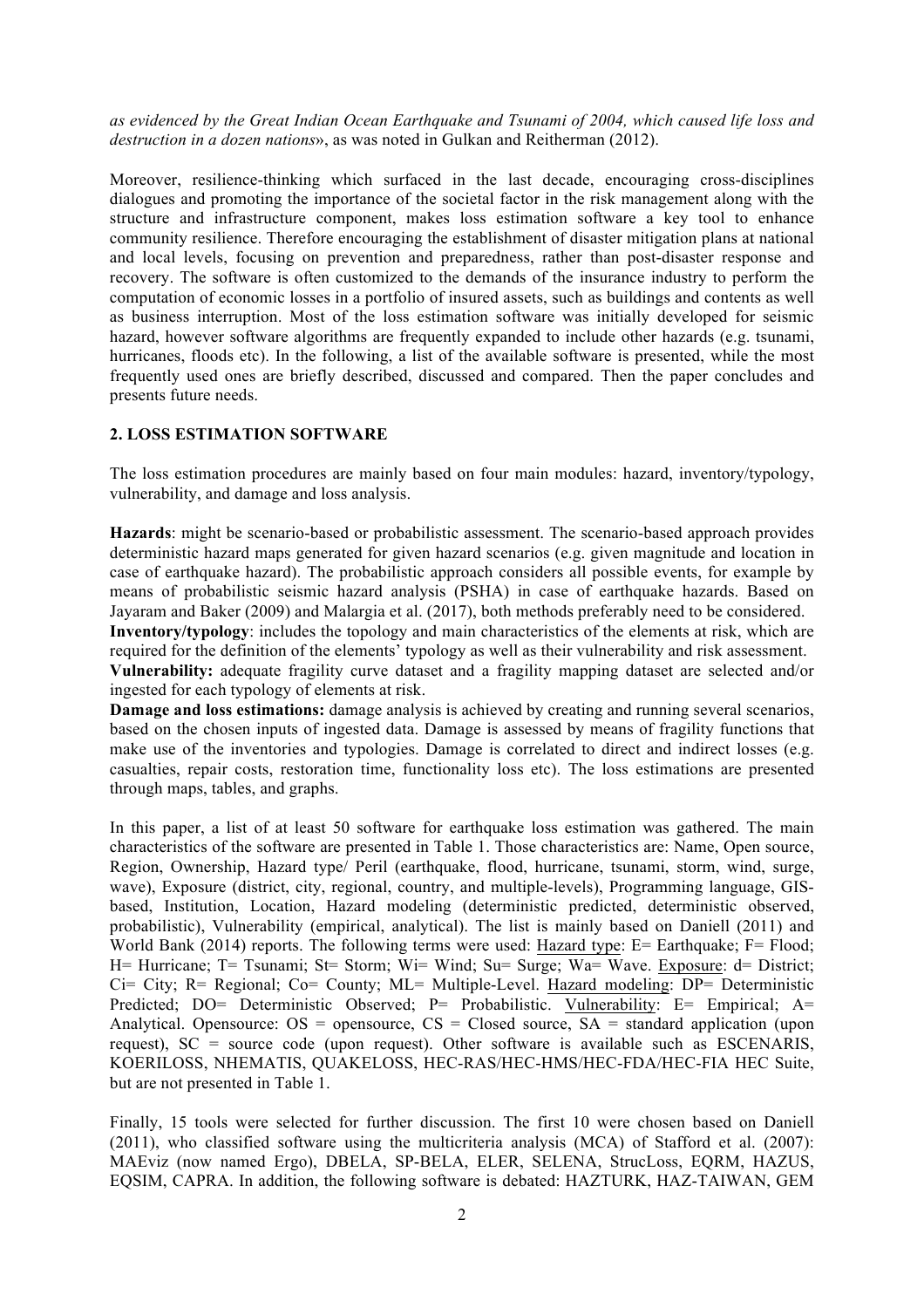*as evidenced by the Great Indian Ocean Earthquake and Tsunami of 2004, which caused life loss and destruction in a dozen nations*», as was noted in Gulkan and Reitherman (2012).

Moreover, resilience-thinking which surfaced in the last decade, encouraging cross-disciplines dialogues and promoting the importance of the societal factor in the risk management along with the structure and infrastructure component, makes loss estimation software a key tool to enhance community resilience. Therefore encouraging the establishment of disaster mitigation plans at national and local levels, focusing on prevention and preparedness, rather than post-disaster response and recovery. The software is often customized to the demands of the insurance industry to perform the computation of economic losses in a portfolio of insured assets, such as buildings and contents as well as business interruption. Most of the loss estimation software was initially developed for seismic hazard, however software algorithms are frequently expanded to include other hazards (e.g. tsunami, hurricanes, floods etc). In the following, a list of the available software is presented, while the most frequently used ones are briefly described, discussed and compared. Then the paper concludes and presents future needs.

## 2. LOSS ESTIMATION SOFTWARE

The loss estimation procedures are mainly based on four main modules: hazard, inventory/typology, vulnerability, and damage and loss analysis.

**Hazards**: might be scenario-based or probabilistic assessment. The scenario-based approach provides deterministic hazard maps generated for given hazard scenarios (e.g. given magnitude and location in case of earthquake hazard). The probabilistic approach considers all possible events, for example by means of probabilistic seismic hazard analysis (PSHA) in case of earthquake hazards. Based on Jayaram and Baker (2009) and Malargia et al. (2017), both methods preferably need to be considered.
**Inventory/typology**: includes the topology and main characteristics of the elements at risk, which are required for the definition of the elements' typology as well as their vulnerability and risk assessment.
**Vulnerability:** adequate fragility curve dataset and a fragility mapping dataset are selected and/or ingested for each typology of elements at risk.
**Damage and loss estimations:** damage analysis is achieved by creating and running several scenarios, based on the chosen inputs of ingested data. Damage is assessed by means of fragility functions that make use of the inventories and typologies. Damage is correlated to direct and indirect losses (e.g. casualties, repair costs, restoration time, functionality loss etc). The loss estimations are presented through maps, tables, and graphs.

In this paper, a list of at least 50 software for earthquake loss estimation was gathered. The main characteristics of the software are presented in Table 1. Those characteristics are: Name, Open source, Region, Ownership, Hazard type/ Peril (earthquake, flood, hurricane, tsunami, storm, wind, surge, wave), Exposure (district, city, regional, country, and multiple-levels), Programming language, GIS-based, Institution, Location, Hazard modeling (deterministic predicted, deterministic observed, probabilistic), Vulnerability (empirical, analytical). The list is mainly based on Daniell (2011) and World Bank (2014) reports. The following terms were used: Hazard type: E= Earthquake; F= Flood; H= Hurricane; T= Tsunami; St= Storm; Wi= Wind; Su= Surge; Wa= Wave. Exposure: d= District; Ci= City; R= Regional; Co= County; ML= Multiple-Level. Hazard modeling: DP= Deterministic Predicted; DO= Deterministic Observed; P= Probabilistic. Vulnerability: E= Empirical; A= Analytical. Opensource: OS = opensource, CS = Closed source, SA = standard application (upon request), SC = source code (upon request). Other software is available such as ESCENARIS, KOERILOSS, NHEMATIS, QUAKELOSS, HEC-RAS/HEC-HMS/HEC-FDA/HEC-FIA HEC Suite, but are not presented in Table 1.

Finally, 15 tools were selected for further discussion. The first 10 were chosen based on Daniell (2011), who classified software using the multicriteria analysis (MCA) of Stafford et al. (2007): MAEviz (now named Ergo), DBELA, SP-BELA, ELER, SELENA, StrucLoss, EQRM, HAZUS, EQSIM, CAPRA. In addition, the following software is debated: HAZTURK, HAZ-TAIWAN, GEM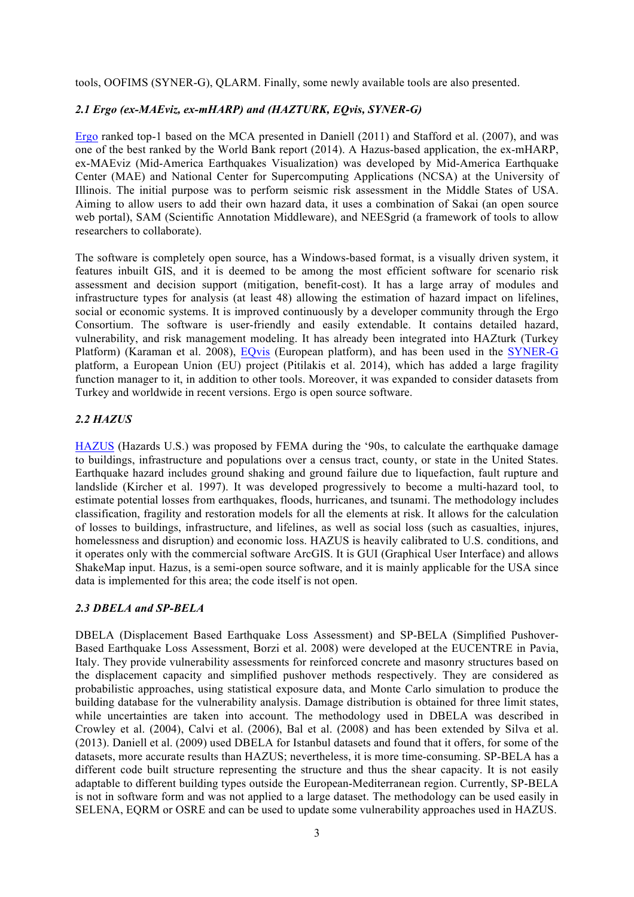tools, OOFIMS (SYNER-G), QLARM. Finally, some newly available tools are also presented.

### *2.1 Ergo (ex-MAEviz, ex-mHARP) and (HAZTURK, EQvis, SYNER-G)*

Ergo ranked top-1 based on the MCA presented in Daniell (2011) and Stafford et al. (2007), and was one of the best ranked by the World Bank report (2014). A Hazus-based application, the ex-mHARP, ex-MAEviz (Mid-America Earthquakes Visualization) was developed by Mid-America Earthquake Center (MAE) and National Center for Supercomputing Applications (NCSA) at the University of Illinois. The initial purpose was to perform seismic risk assessment in the Middle States of USA. Aiming to allow users to add their own hazard data, it uses a combination of Sakai (an open source web portal), SAM (Scientific Annotation Middleware), and NEESgrid (a framework of tools to allow researchers to collaborate).

The software is completely open source, has a Windows-based format, is a visually driven system, it features inbuilt GIS, and it is deemed to be among the most efficient software for scenario risk assessment and decision support (mitigation, benefit-cost). It has a large array of modules and infrastructure types for analysis (at least 48) allowing the estimation of hazard impact on lifelines, social or economic systems. It is improved continuously by a developer community through the Ergo Consortium. The software is user-friendly and easily extendable. It contains detailed hazard, vulnerability, and risk management modeling. It has already been integrated into HAZturk (Turkey Platform) (Karaman et al. 2008), EQvis (European platform), and has been used in the SYNER-G platform, a European Union (EU) project (Pitilakis et al. 2014), which has added a large fragility function manager to it, in addition to other tools. Moreover, it was expanded to consider datasets from Turkey and worldwide in recent versions. Ergo is open source software.

### *2.2 HAZUS*

HAZUS (Hazards U.S.) was proposed by FEMA during the '90s, to calculate the earthquake damage to buildings, infrastructure and populations over a census tract, county, or state in the United States. Earthquake hazard includes ground shaking and ground failure due to liquefaction, fault rupture and landslide (Kircher et al. 1997). It was developed progressively to become a multi-hazard tool, to estimate potential losses from earthquakes, floods, hurricanes, and tsunami. The methodology includes classification, fragility and restoration models for all the elements at risk. It allows for the calculation of losses to buildings, infrastructure, and lifelines, as well as social loss (such as casualties, injures, homelessness and disruption) and economic loss. HAZUS is heavily calibrated to U.S. conditions, and it operates only with the commercial software ArcGIS. It is GUI (Graphical User Interface) and allows ShakeMap input. Hazus, is a semi-open source software, and it is mainly applicable for the USA since data is implemented for this area; the code itself is not open.

### *2.3 DBELA and SP-BELA*

DBELA (Displacement Based Earthquake Loss Assessment) and SP-BELA (Simplified Pushover-Based Earthquake Loss Assessment, Borzi et al. 2008) were developed at the EUCENTRE in Pavia, Italy. They provide vulnerability assessments for reinforced concrete and masonry structures based on the displacement capacity and simplified pushover methods respectively. They are considered as probabilistic approaches, using statistical exposure data, and Monte Carlo simulation to produce the building database for the vulnerability analysis. Damage distribution is obtained for three limit states, while uncertainties are taken into account. The methodology used in DBELA was described in Crowley et al. (2004), Calvi et al. (2006), Bal et al. (2008) and has been extended by Silva et al. (2013). Daniell et al. (2009) used DBELA for Istanbul datasets and found that it offers, for some of the datasets, more accurate results than HAZUS; nevertheless, it is more time-consuming. SP-BELA has a different code built structure representing the structure and thus the shear capacity. It is not easily adaptable to different building types outside the European-Mediterranean region. Currently, SP-BELA is not in software form and was not applied to a large dataset. The methodology can be used easily in SELENA, EQRM or OSRE and can be used to update some vulnerability approaches used in HAZUS.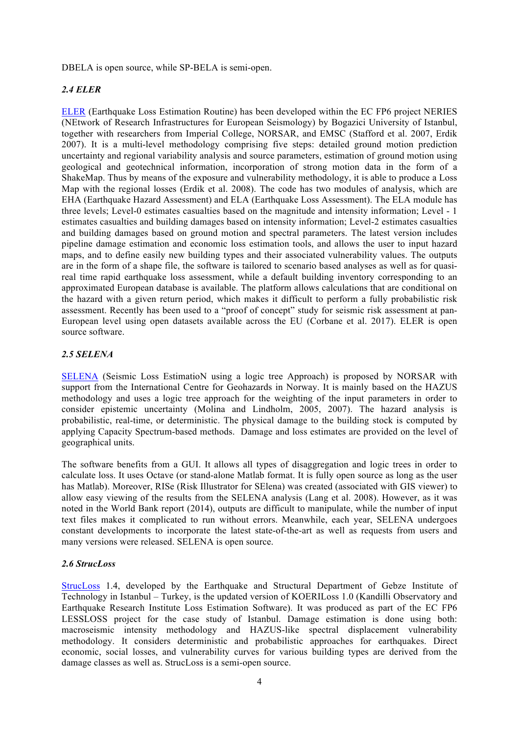DBELA is open source, while SP-BELA is semi-open.

### *2.4 ELER*

ELER (Earthquake Loss Estimation Routine) has been developed within the EC FP6 project NERIES (NEtwork of Research Infrastructures for European Seismology) by Bogazici University of Istanbul, together with researchers from Imperial College, NORSAR, and EMSC (Stafford et al. 2007, Erdik 2007). It is a multi-level methodology comprising five steps: detailed ground motion prediction uncertainty and regional variability analysis and source parameters, estimation of ground motion using geological and geotechnical information, incorporation of strong motion data in the form of a ShakeMap. Thus by means of the exposure and vulnerability methodology, it is able to produce a Loss Map with the regional losses (Erdik et al. 2008). The code has two modules of analysis, which are EHA (Earthquake Hazard Assessment) and ELA (Earthquake Loss Assessment). The ELA module has three levels; Level-0 estimates casualties based on the magnitude and intensity information; Level - 1 estimates casualties and building damages based on intensity information; Level-2 estimates casualties and building damages based on ground motion and spectral parameters. The latest version includes pipeline damage estimation and economic loss estimation tools, and allows the user to input hazard maps, and to define easily new building types and their associated vulnerability values. The outputs are in the form of a shape file, the software is tailored to scenario based analyses as well as for quasi-real time rapid earthquake loss assessment, while a default building inventory corresponding to an approximated European database is available. The platform allows calculations that are conditional on the hazard with a given return period, which makes it difficult to perform a fully probabilistic risk assessment. Recently has been used to a "proof of concept" study for seismic risk assessment at pan-European level using open datasets available across the EU (Corbane et al. 2017). ELER is open source software.

### *2.5 SELENA*

SELENA (Seismic Loss EstimatioN using a logic tree Approach) is proposed by NORSAR with support from the International Centre for Geohazards in Norway. It is mainly based on the HAZUS methodology and uses a logic tree approach for the weighting of the input parameters in order to consider epistemic uncertainty (Molina and Lindholm, 2005, 2007). The hazard analysis is probabilistic, real-time, or deterministic. The physical damage to the building stock is computed by applying Capacity Spectrum-based methods. Damage and loss estimates are provided on the level of geographical units.

The software benefits from a GUI. It allows all types of disaggregation and logic trees in order to calculate loss. It uses Octave (or stand-alone Matlab format. It is fully open source as long as the user has Matlab). Moreover, RISe (Risk Illustrator for SElena) was created (associated with GIS viewer) to allow easy viewing of the results from the SELENA analysis (Lang et al. 2008). However, as it was noted in the World Bank report (2014), outputs are difficult to manipulate, while the number of input text files makes it complicated to run without errors. Meanwhile, each year, SELENA undergoes constant developments to incorporate the latest state-of-the-art as well as requests from users and many versions were released. SELENA is open source.

### *2.6 StrucLoss*

StrucLoss 1.4, developed by the Earthquake and Structural Department of Gebze Institute of Technology in Istanbul – Turkey, is the updated version of KOERILoss 1.0 (Kandilli Observatory and Earthquake Research Institute Loss Estimation Software). It was produced as part of the EC FP6 LESSLOSS project for the case study of Istanbul. Damage estimation is done using both: macroseismic intensity methodology and HAZUS-like spectral displacement vulnerability methodology. It considers deterministic and probabilistic approaches for earthquakes. Direct economic, social losses, and vulnerability curves for various building types are derived from the damage classes as well as. StrucLoss is a semi-open source.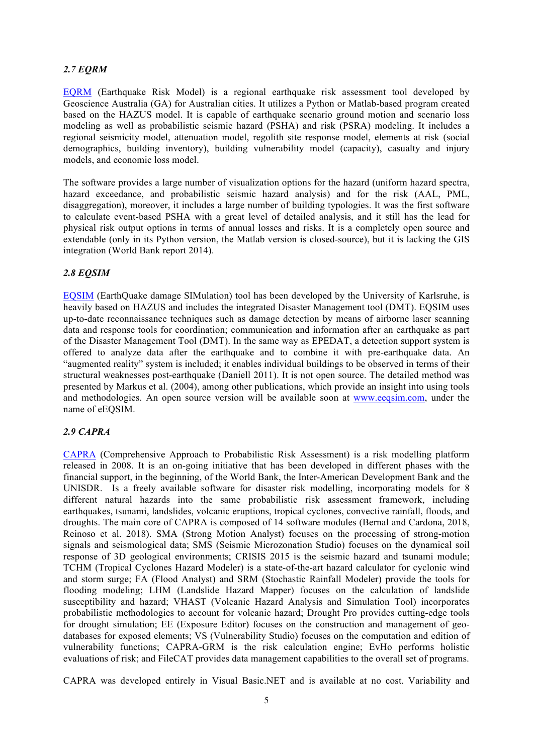### *2.7 EQRM*

EQRM (Earthquake Risk Model) is a regional earthquake risk assessment tool developed by Geoscience Australia (GA) for Australian cities. It utilizes a Python or Matlab-based program created based on the HAZUS model. It is capable of earthquake scenario ground motion and scenario loss modeling as well as probabilistic seismic hazard (PSHA) and risk (PSRA) modeling. It includes a regional seismicity model, attenuation model, regolith site response model, elements at risk (social demographics, building inventory), building vulnerability model (capacity), casualty and injury models, and economic loss model.

The software provides a large number of visualization options for the hazard (uniform hazard spectra, hazard exceedance, and probabilistic seismic hazard analysis) and for the risk (AAL, PML, disaggregation), moreover, it includes a large number of building typologies. It was the first software to calculate event-based PSHA with a great level of detailed analysis, and it still has the lead for physical risk output options in terms of annual losses and risks. It is a completely open source and extendable (only in its Python version, the Matlab version is closed-source), but it is lacking the GIS integration (World Bank report 2014).

### *2.8 EQSIM*

EQSIM (EarthQuake damage SIMulation) tool has been developed by the University of Karlsruhe, is heavily based on HAZUS and includes the integrated Disaster Management tool (DMT). EQSIM uses up-to-date reconnaissance techniques such as damage detection by means of airborne laser scanning data and response tools for coordination; communication and information after an earthquake as part of the Disaster Management Tool (DMT). In the same way as EPEDAT, a detection support system is offered to analyze data after the earthquake and to combine it with pre-earthquake data. An "augmented reality" system is included; it enables individual buildings to be observed in terms of their structural weaknesses post-earthquake (Daniell 2011). It is not open source. The detailed method was presented by Markus et al. (2004), among other publications, which provide an insight into using tools and methodologies. An open source version will be available soon at www.eeqsim.com, under the name of eEQSIM.

### *2.9 CAPRA*

CAPRA (Comprehensive Approach to Probabilistic Risk Assessment) is a risk modelling platform released in 2008. It is an on-going initiative that has been developed in different phases with the financial support, in the beginning, of the World Bank, the Inter-American Development Bank and the UNISDR. Is a freely available software for disaster risk modelling, incorporating models for 8 different natural hazards into the same probabilistic risk assessment framework, including earthquakes, tsunami, landslides, volcanic eruptions, tropical cyclones, convective rainfall, floods, and droughts. The main core of CAPRA is composed of 14 software modules (Bernal and Cardona, 2018, Reinoso et al. 2018). SMA (Strong Motion Analyst) focuses on the processing of strong-motion signals and seismological data; SMS (Seismic Microzonation Studio) focuses on the dynamical soil response of 3D geological environments; CRISIS 2015 is the seismic hazard and tsunami module; TCHM (Tropical Cyclones Hazard Modeler) is a state-of-the-art hazard calculator for cyclonic wind and storm surge; FA (Flood Analyst) and SRM (Stochastic Rainfall Modeler) provide the tools for flooding modeling; LHM (Landslide Hazard Mapper) focuses on the calculation of landslide susceptibility and hazard; VHAST (Volcanic Hazard Analysis and Simulation Tool) incorporates probabilistic methodologies to account for volcanic hazard; Drought Pro provides cutting-edge tools for drought simulation; EE (Exposure Editor) focuses on the construction and management of geo-databases for exposed elements; VS (Vulnerability Studio) focuses on the computation and edition of vulnerability functions; CAPRA-GRM is the risk calculation engine; EvHo performs holistic evaluations of risk; and FileCAT provides data management capabilities to the overall set of programs.

CAPRA was developed entirely in Visual Basic.NET and is available at no cost. Variability and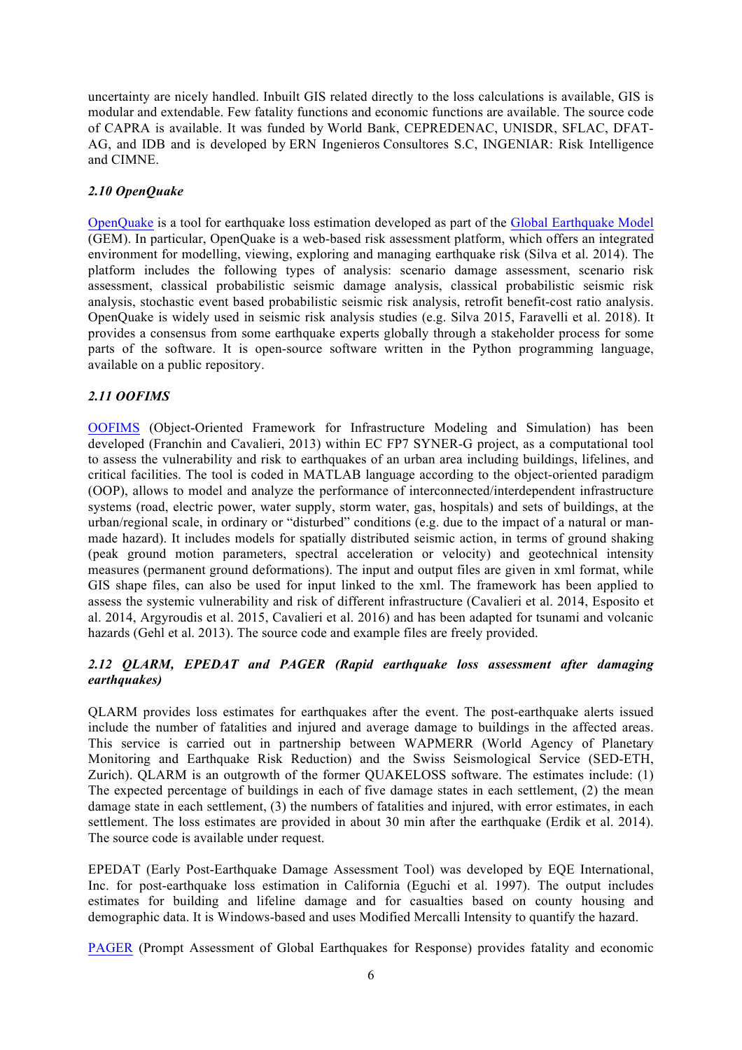uncertainty are nicely handled. Inbuilt GIS related directly to the loss calculations is available, GIS is modular and extendable. Few fatality functions and economic functions are available. The source code of CAPRA is available. It was funded by World Bank, CEPREDENAC, UNISDR, SFLAC, DFAT-AG, and IDB and is developed by ERN Ingenieros Consultores S.C, INGENIAR: Risk Intelligence and CIMNE.

### *2.10 OpenQuake*

OpenQuake is a tool for earthquake loss estimation developed as part of the Global Earthquake Model (GEM). In particular, OpenQuake is a web-based risk assessment platform, which offers an integrated environment for modelling, viewing, exploring and managing earthquake risk (Silva et al. 2014). The platform includes the following types of analysis: scenario damage assessment, scenario risk assessment, classical probabilistic seismic damage analysis, classical probabilistic seismic risk analysis, stochastic event based probabilistic seismic risk analysis, retrofit benefit-cost ratio analysis. OpenQuake is widely used in seismic risk analysis studies (e.g. Silva 2015, Faravelli et al. 2018). It provides a consensus from some earthquake experts globally through a stakeholder process for some parts of the software. It is open-source software written in the Python programming language, available on a public repository.

### *2.11 OOFIMS*

OOFIMS (Object-Oriented Framework for Infrastructure Modeling and Simulation) has been developed (Franchin and Cavalieri, 2013) within EC FP7 SYNER-G project, as a computational tool to assess the vulnerability and risk to earthquakes of an urban area including buildings, lifelines, and critical facilities. The tool is coded in MATLAB language according to the object-oriented paradigm (OOP), allows to model and analyze the performance of interconnected/interdependent infrastructure systems (road, electric power, water supply, storm water, gas, hospitals) and sets of buildings, at the urban/regional scale, in ordinary or "disturbed" conditions (e.g. due to the impact of a natural or man-made hazard). It includes models for spatially distributed seismic action, in terms of ground shaking (peak ground motion parameters, spectral acceleration or velocity) and geotechnical intensity measures (permanent ground deformations). The input and output files are given in xml format, while GIS shape files, can also be used for input linked to the xml. The framework has been applied to assess the systemic vulnerability and risk of different infrastructure (Cavalieri et al. 2014, Esposito et al. 2014, Argyroudis et al. 2015, Cavalieri et al. 2016) and has been adapted for tsunami and volcanic hazards (Gehl et al. 2013). The source code and example files are freely provided.

### *2.12 QLARM, EPEDAT and PAGER (Rapid earthquake loss assessment after damaging earthquakes)*

QLARM provides loss estimates for earthquakes after the event. The post-earthquake alerts issued include the number of fatalities and injured and average damage to buildings in the affected areas. This service is carried out in partnership between WAPMERR (World Agency of Planetary Monitoring and Earthquake Risk Reduction) and the Swiss Seismological Service (SED-ETH, Zurich). QLARM is an outgrowth of the former QUAKELOSS software. The estimates include: (1) The expected percentage of buildings in each of five damage states in each settlement, (2) the mean damage state in each settlement, (3) the numbers of fatalities and injured, with error estimates, in each settlement. The loss estimates are provided in about 30 min after the earthquake (Erdik et al. 2014). The source code is available under request.

EPEDAT (Early Post-Earthquake Damage Assessment Tool) was developed by EQE International, Inc. for post-earthquake loss estimation in California (Eguchi et al. 1997). The output includes estimates for building and lifeline damage and for casualties based on county housing and demographic data. It is Windows-based and uses Modified Mercalli Intensity to quantify the hazard.

PAGER (Prompt Assessment of Global Earthquakes for Response) provides fatality and economic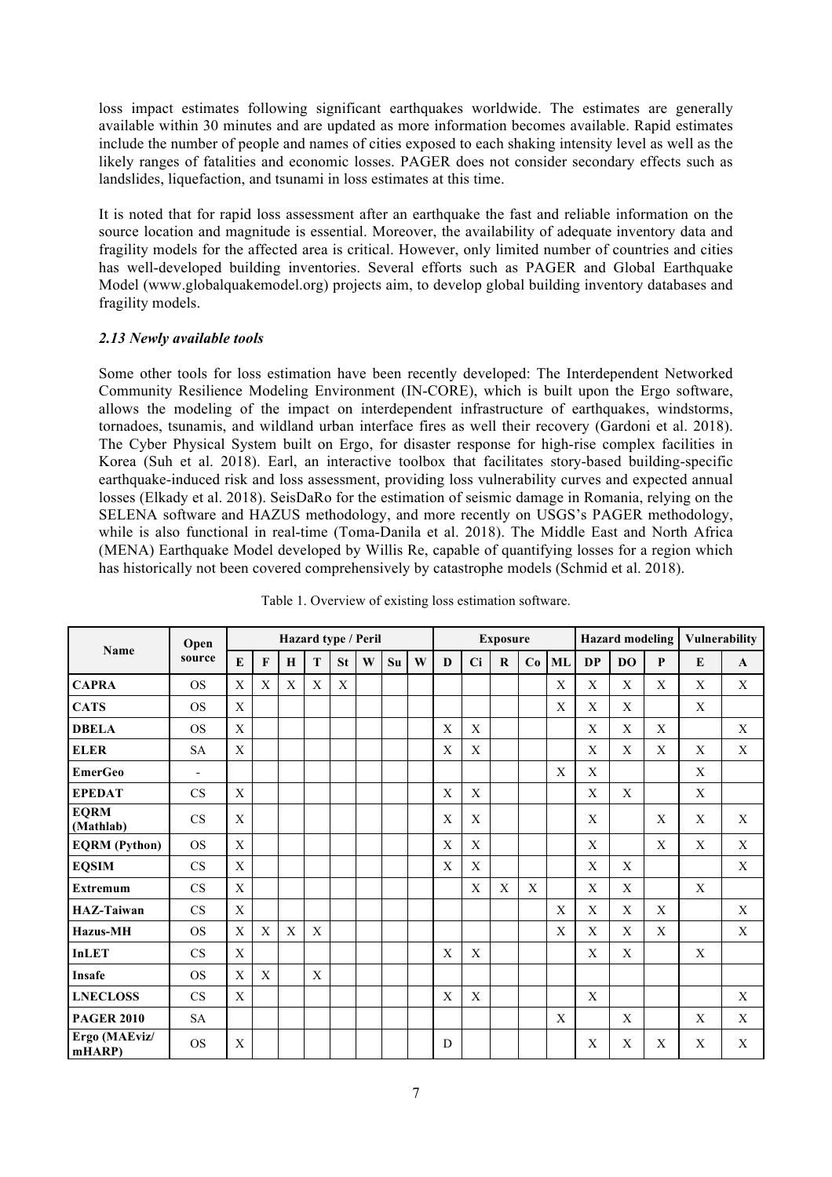loss impact estimates following significant earthquakes worldwide. The estimates are generally available within 30 minutes and are updated as more information becomes available. Rapid estimates include the number of people and names of cities exposed to each shaking intensity level as well as the likely ranges of fatalities and economic losses. PAGER does not consider secondary effects such as landslides, liquefaction, and tsunami in loss estimates at this time.

It is noted that for rapid loss assessment after an earthquake the fast and reliable information on the source location and magnitude is essential. Moreover, the availability of adequate inventory data and fragility models for the affected area is critical. However, only limited number of countries and cities has well-developed building inventories. Several efforts such as PAGER and Global Earthquake Model (www.globalquakemodel.org) projects aim, to develop global building inventory databases and fragility models.

### *2.13 Newly available tools*

Some other tools for loss estimation have been recently developed: The Interdependent Networked Community Resilience Modeling Environment (IN-CORE), which is built upon the Ergo software, allows the modeling of the impact on interdependent infrastructure of earthquakes, windstorms, tornadoes, tsunamis, and wildland urban interface fires as well their recovery (Gardoni et al. 2018). The Cyber Physical System built on Ergo, for disaster response for high-rise complex facilities in Korea (Suh et al. 2018). Earl, an interactive toolbox that facilitates story-based building-specific earthquake-induced risk and loss assessment, providing loss vulnerability curves and expected annual losses (Elkady et al. 2018). SeisDaRo for the estimation of seismic damage in Romania, relying on the SELENA software and HAZUS methodology, and more recently on USGS's PAGER methodology, while is also functional in real-time (Toma-Danila et al. 2018). The Middle East and North Africa (MENA) Earthquake Model developed by Willis Re, capable of quantifying losses for a region which has historically not been covered comprehensively by catastrophe models (Schmid et al. 2018).

Table 1. Overview of existing loss estimation software.

| Name | Open source | Hazard type / Peril | | | | | | | | Exposure | | | | | Hazard modeling | | | Vulnerability | |
|---|---|---|---|---|---|---|---|---|---|---|---|---|---|---|---|---|---|---|---|
| | | E | F | H | T | St | W | Su | W | D | Ci | R | Co | ML | DP | DO | P | E | A |
| **CAPRA** | OS | X | X | X | X | X | | | | | | | | X | X | X | X | X | X |
| **CATS** | OS | X | | | | | | | | | | | | X | X | X | | X | |
| **DBELA** | OS | X | | | | | | | | X | X | | | | X | X | X | | X |
| **ELER** | SA | X | | | | | | | | X | X | | | | X | X | X | X | X |
| **EmerGeo** | - | | | | | | | | | | | | | X | X | | | X | |
| **EPEDAT** | CS | X | | | | | | | | X | X | | | | X | X | | X | |
| **EQRM (Mathlab)** | CS | X | | | | | | | | X | X | | | | X | | X | X | X |
| **EQRM (Python)** | OS | X | | | | | | | | X | X | | | | X | | X | X | X |
| **EQSIM** | CS | X | | | | | | | | X | X | | | | X | X | | | X |
| **Extremum** | CS | X | | | | | | | | | X | X | X | | X | X | | X | |
| **HAZ-Taiwan** | CS | X | | | | | | | | | | | | X | X | X | X | | X |
| **Hazus-MH** | OS | X | X | X | X | | | | | | | | | X | X | X | X | | X |
| **InLET** | CS | X | | | | | | | | X | X | | | | X | X | | X | |
| **Insafe** | OS | X | X | | X | | | | | | | | | | | | | | |
| **LNECLOSS** | CS | X | | | | | | | | X | X | | | | X | | | | X |
| **PAGER 2010** | SA | | | | | | | | | | | | | X | | X | | X | X |
| **Ergo (MAEviz/ mHARP)** | OS | X | | | | | | | | D | | | | | X | X | X | X | X |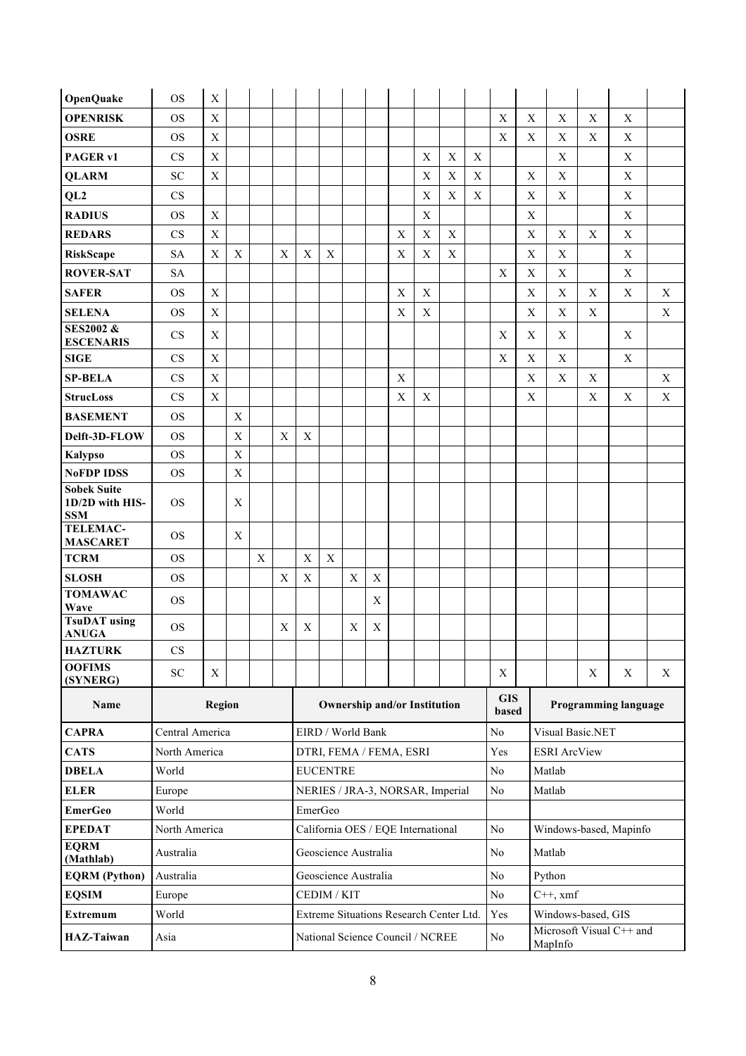| | | | | | | | | | | | | | | | | | | | |
|---|---|---|---|---|---|---|---|---|---|---|---|---|---|---|---|---|---|---|---|
| **OpenQuake** | OS | X | | | | | | | | | | | | | | | | | |
| **OPENRISK** | OS | X | | | | | | | | | | | | X | X | X | X | X | |
| **OSRE** | OS | X | | | | | | | | | | | | X | X | X | X | X | |
| **PAGER v1** | CS | X | | | | | | | | | X | X | X | | | X | | X | |
| **QLARM** | SC | X | | | | | | | | | X | X | X | | X | X | | X | |
| **QL2** | CS | | | | | | | | | | X | X | X | | X | X | | X | |
| **RADIUS** | OS | X | | | | | | | | | X | | | | X | | | X | |
| **REDARS** | CS | X | | | | | | | | X | X | X | | | X | X | X | X | |
| **RiskScape** | SA | X | X | | X | X | X | | | X | X | X | | | X | X | | X | |
| **ROVER-SAT** | SA | | | | | | | | | | | | | X | X | X | | X | |
| **SAFER** | OS | X | | | | | | | | X | X | | | | X | X | X | X | X |
| **SELENA** | OS | X | | | | | | | | X | X | | | | X | X | X | | X |
| **SES2002 & ESCENARIS** | CS | X | | | | | | | | | | | | X | X | X | | X | |
| **SIGE** | CS | X | | | | | | | | | | | | X | X | X | | X | |
| **SP-BELA** | CS | X | | | | | | | | X | | | | | X | X | X | | X |
| **StrucLoss** | CS | X | | | | | | | | X | X | | | | X | | X | X | X |
| **BASEMENT** | OS | | X | | | | | | | | | | | | | | | | |
| **Delft-3D-FLOW** | OS | | X | | X | X | | | | | | | | | | | | | |
| **Kalypso** | OS | | X | | | | | | | | | | | | | | | | |
| **NoFDP IDSS** | OS | | X | | | | | | | | | | | | | | | | |
| **Sobek Suite 1D/2D with HIS-SSM** | OS | | X | | | | | | | | | | | | | | | | |
| **TELEMAC-MASCARET** | OS | | X | | | | | | | | | | | | | | | | |
| **TCRM** | OS | | | X | | X | X | | | | | | | | | | | | |
| **SLOSH** | OS | | | | X | X | | X | X | | | | | | | | | | |
| **TOMAWAC Wave** | OS | | | | | | | | X | | | | | | | | | | |
| **TsuDAT using ANUGA** | OS | | | | X | X | | X | X | | | | | | | | | | |
| **HAZTURK** | CS | | | | | | | | | | | | | | | | | | |
| **OOFIMS (SYNERG)** | SC | X | | | | | | | | | | | | X | | | X | X | X |

| Name | Region | Ownership and/or Institution | GIS based | Programming language |
|---|---|---|---|---|
| **CAPRA** | Central America | EIRD / World Bank | No | Visual Basic.NET |
| **CATS** | North America | DTRI, FEMA / FEMA, ESRI | Yes | ESRI ArcView |
| **DBELA** | World | EUCENTRE | No | Matlab |
| **ELER** | Europe | NERIES / JRA-3, NORSAR, Imperial | No | Matlab |
| **EmerGeo** | World | EmerGeo | | |
| **EPEDAT** | North America | California OES / EQE International | No | Windows-based, Mapinfo |
| **EQRM (Mathlab)** | Australia | Geoscience Australia | No | Matlab |
| **EQRM (Python)** | Australia | Geoscience Australia | No | Python |
| **EQSIM** | Europe | CEDIM / KIT | No | C++, xmf |
| **Extremum** | World | Extreme Situations Research Center Ltd. | Yes | Windows-based, GIS |
| **HAZ-Taiwan** | Asia | National Science Council / NCREE | No | Microsoft Visual C++ and MapInfo |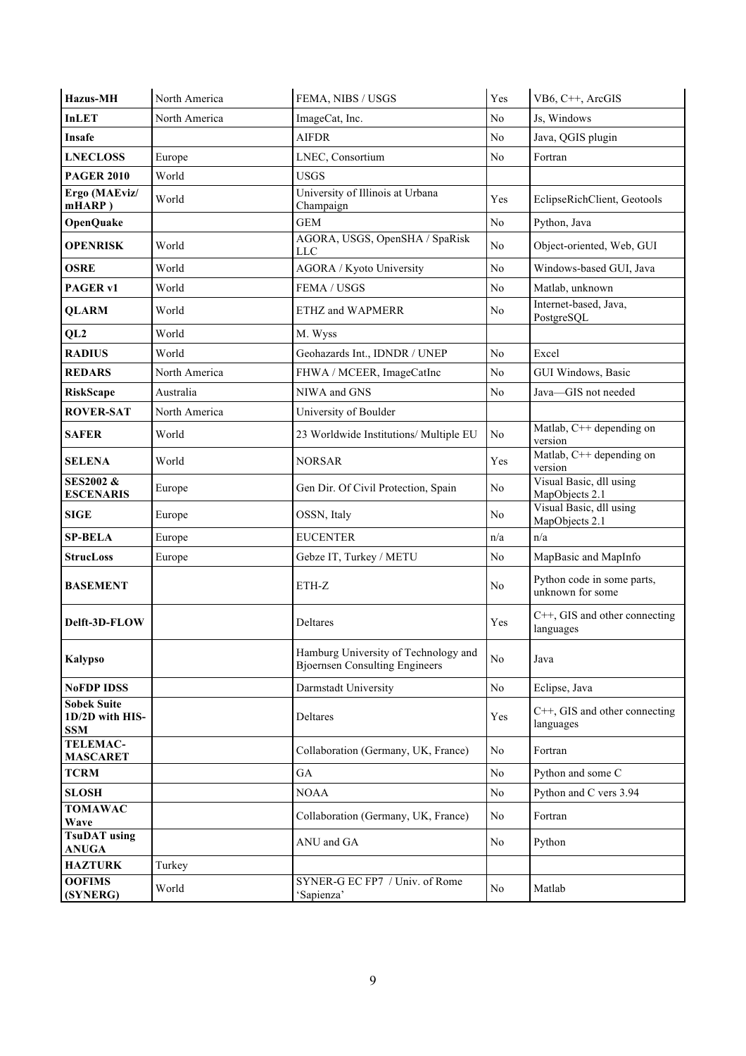| **Hazus-MH** | North America | FEMA, NIBS / USGS | Yes | VB6, C++, ArcGIS |
|---|---|---|---|---|
| **InLET** | North America | ImageCat, Inc. | No | Js, Windows |
| **Insafe** | | AIFDR | No | Java, QGIS plugin |
| **LNECLOSS** | Europe | LNEC, Consortium | No | Fortran |
| **PAGER 2010** | World | USGS | | |
| **Ergo (MAEviz/ mHARP )** | World | University of Illinois at Urbana Champaign | Yes | EclipseRichClient, Geotools |
| **OpenQuake** | | GEM | No | Python, Java |
| **OPENRISK** | World | AGORA, USGS, OpenSHA / SpaRisk LLC | No | Object-oriented, Web, GUI |
| **OSRE** | World | AGORA / Kyoto University | No | Windows-based GUI, Java |
| **PAGER v1** | World | FEMA / USGS | No | Matlab, unknown |
| **QLARM** | World | ETHZ and WAPMERR | No | Internet-based, Java, PostgreSQL |
| **QL2** | World | M. Wyss | | |
| **RADIUS** | World | Geohazards Int., IDNDR / UNEP | No | Excel |
| **REDARS** | North America | FHWA / MCEER, ImageCatInc | No | GUI Windows, Basic |
| **RiskScape** | Australia | NIWA and GNS | No | Java—GIS not needed |
| **ROVER-SAT** | North America | University of Boulder | | |
| **SAFER** | World | 23 Worldwide Institutions/ Multiple EU | No | Matlab, C++ depending on version |
| **SELENA** | World | NORSAR | Yes | Matlab, C++ depending on version |
| **SES2002 & ESCENARIS** | Europe | Gen Dir. Of Civil Protection, Spain | No | Visual Basic, dll using MapObjects 2.1 |
| **SIGE** | Europe | OSSN, Italy | No | Visual Basic, dll using MapObjects 2.1 |
| **SP-BELA** | Europe | EUCENTER | n/a | n/a |
| **StrucLoss** | Europe | Gebze IT, Turkey / METU | No | MapBasic and MapInfo |
| **BASEMENT** | | ETH-Z | No | Python code in some parts, unknown for some |
| **Delft-3D-FLOW** | | Deltares | Yes | C++, GIS and other connecting languages |
| **Kalypso** | | Hamburg University of Technology and Bjoernsen Consulting Engineers | No | Java |
| **NoFDP IDSS** | | Darmstadt University | No | Eclipse, Java |
| **Sobek Suite 1D/2D with HIS-SSM** | | Deltares | Yes | C++, GIS and other connecting languages |
| **TELEMAC-MASCARET** | | Collaboration (Germany, UK, France) | No | Fortran |
| **TCRM** | | GA | No | Python and some C |
| **SLOSH** | | NOAA | No | Python and C vers 3.94 |
| **TOMAWAC Wave** | | Collaboration (Germany, UK, France) | No | Fortran |
| **TsuDAT using ANUGA** | | ANU and GA | No | Python |
| **HAZTURK** | Turkey | | | |
| **OOFIMS (SYNERG)** | World | SYNER-G EC FP7 / Univ. of Rome 'Sapienza' | No | Matlab |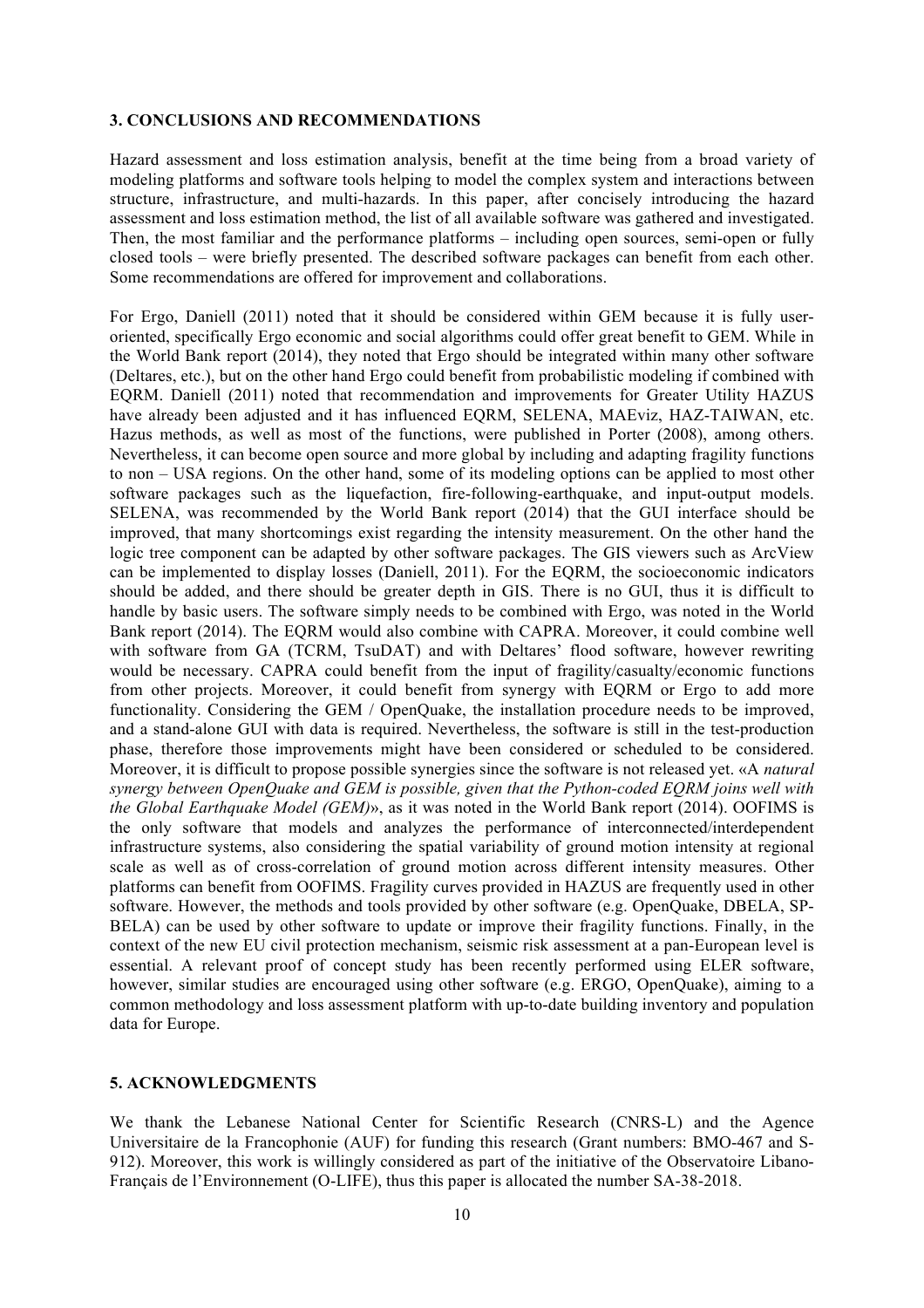## 3. CONCLUSIONS AND RECOMMENDATIONS

Hazard assessment and loss estimation analysis, benefit at the time being from a broad variety of modeling platforms and software tools helping to model the complex system and interactions between structure, infrastructure, and multi-hazards. In this paper, after concisely introducing the hazard assessment and loss estimation method, the list of all available software was gathered and investigated. Then, the most familiar and the performance platforms – including open sources, semi-open or fully closed tools – were briefly presented. The described software packages can benefit from each other. Some recommendations are offered for improvement and collaborations.

For Ergo, Daniell (2011) noted that it should be considered within GEM because it is fully user-oriented, specifically Ergo economic and social algorithms could offer great benefit to GEM. While in the World Bank report (2014), they noted that Ergo should be integrated within many other software (Deltares, etc.), but on the other hand Ergo could benefit from probabilistic modeling if combined with EQRM. Daniell (2011) noted that recommendation and improvements for Greater Utility HAZUS have already been adjusted and it has influenced EQRM, SELENA, MAEviz, HAZ-TAIWAN, etc. Hazus methods, as well as most of the functions, were published in Porter (2008), among others. Nevertheless, it can become open source and more global by including and adapting fragility functions to non – USA regions. On the other hand, some of its modeling options can be applied to most other software packages such as the liquefaction, fire-following-earthquake, and input-output models. SELENA, was recommended by the World Bank report (2014) that the GUI interface should be improved, that many shortcomings exist regarding the intensity measurement. On the other hand the logic tree component can be adapted by other software packages. The GIS viewers such as ArcView can be implemented to display losses (Daniell, 2011). For the EQRM, the socioeconomic indicators should be added, and there should be greater depth in GIS. There is no GUI, thus it is difficult to handle by basic users. The software simply needs to be combined with Ergo, was noted in the World Bank report (2014). The EQRM would also combine with CAPRA. Moreover, it could combine well with software from GA (TCRM, TsuDAT) and with Deltares' flood software, however rewriting would be necessary. CAPRA could benefit from the input of fragility/casualty/economic functions from other projects. Moreover, it could benefit from synergy with EQRM or Ergo to add more functionality. Considering the GEM / OpenQuake, the installation procedure needs to be improved, and a stand-alone GUI with data is required. Nevertheless, the software is still in the test-production phase, therefore those improvements might have been considered or scheduled to be considered. Moreover, it is difficult to propose possible synergies since the software is not released yet. «A *natural synergy between OpenQuake and GEM is possible, given that the Python-coded EQRM joins well with the Global Earthquake Model (GEM)*», as it was noted in the World Bank report (2014). OOFIMS is the only software that models and analyzes the performance of interconnected/interdependent infrastructure systems, also considering the spatial variability of ground motion intensity at regional scale as well as of cross-correlation of ground motion across different intensity measures. Other platforms can benefit from OOFIMS. Fragility curves provided in HAZUS are frequently used in other software. However, the methods and tools provided by other software (e.g. OpenQuake, DBELA, SP-BELA) can be used by other software to update or improve their fragility functions. Finally, in the context of the new EU civil protection mechanism, seismic risk assessment at a pan-European level is essential. A relevant proof of concept study has been recently performed using ELER software, however, similar studies are encouraged using other software (e.g. ERGO, OpenQuake), aiming to a common methodology and loss assessment platform with up-to-date building inventory and population data for Europe.

## 5. ACKNOWLEDGMENTS

We thank the Lebanese National Center for Scientific Research (CNRS-L) and the Agence Universitaire de la Francophonie (AUF) for funding this research (Grant numbers: BMO-467 and S-912). Moreover, this work is willingly considered as part of the initiative of the Observatoire Libano-Français de l'Environnement (O-LIFE), thus this paper is allocated the number SA-38-2018.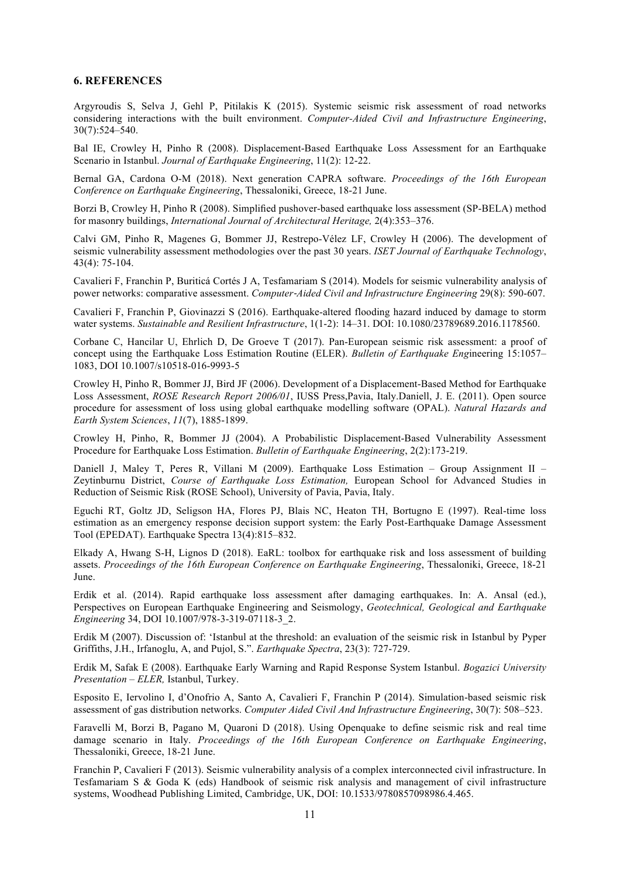### 6. REFERENCES

Argyroudis S, Selva J, Gehl P, Pitilakis K (2015). Systemic seismic risk assessment of road networks considering interactions with the built environment. *Computer-Aided Civil and Infrastructure Engineering*, 30(7):524–540.

Bal IE, Crowley H, Pinho R (2008). Displacement-Based Earthquake Loss Assessment for an Earthquake Scenario in Istanbul. *Journal of Earthquake Engineering*, 11(2): 12-22.

Bernal GA, Cardona O-M (2018). Next generation CAPRA software. *Proceedings of the 16th European Conference on Earthquake Engineering*, Thessaloniki, Greece, 18-21 June.

Borzi B, Crowley H, Pinho R (2008). Simplified pushover-based earthquake loss assessment (SP-BELA) method for masonry buildings, *International Journal of Architectural Heritage,* 2(4):353–376.

Calvi GM, Pinho R, Magenes G, Bommer JJ, Restrepo-Vélez LF, Crowley H (2006). The development of seismic vulnerability assessment methodologies over the past 30 years. *ISET Journal of Earthquake Technology*, 43(4): 75-104.

Cavalieri F, Franchin P, Buriticá Cortés J A, Tesfamariam S (2014). Models for seismic vulnerability analysis of power networks: comparative assessment. *Computer-Aided Civil and Infrastructure Engineering* 29(8): 590-607.

Cavalieri F, Franchin P, Giovinazzi S (2016). Earthquake-altered flooding hazard induced by damage to storm water systems. *Sustainable and Resilient Infrastructure*, 1(1-2): 14–31. DOI: 10.1080/23789689.2016.1178560.

Corbane C, Hancilar U, Ehrlich D, De Groeve T (2017). Pan-European seismic risk assessment: a proof of concept using the Earthquake Loss Estimation Routine (ELER). *Bulletin of Earthquake Eng*ineering 15:1057–1083, DOI 10.1007/s10518-016-9993-5

Crowley H, Pinho R, Bommer JJ, Bird JF (2006). Development of a Displacement-Based Method for Earthquake Loss Assessment, *ROSE Research Report 2006/01*, IUSS Press,Pavia, Italy.Daniell, J. E. (2011). Open source procedure for assessment of loss using global earthquake modelling software (OPAL). *Natural Hazards and Earth System Sciences*, *11*(7), 1885-1899.

Crowley H, Pinho, R, Bommer JJ (2004). A Probabilistic Displacement-Based Vulnerability Assessment Procedure for Earthquake Loss Estimation. *Bulletin of Earthquake Engineering*, 2(2):173-219.

Daniell J, Maley T, Peres R, Villani M (2009). Earthquake Loss Estimation – Group Assignment II – Zeytinburnu District, *Course of Earthquake Loss Estimation,* European School for Advanced Studies in Reduction of Seismic Risk (ROSE School), University of Pavia, Pavia, Italy.

Eguchi RT, Goltz JD, Seligson HA, Flores PJ, Blais NC, Heaton TH, Bortugno E (1997). Real-time loss estimation as an emergency response decision support system: the Early Post-Earthquake Damage Assessment Tool (EPEDAT). Earthquake Spectra 13(4):815–832.

Elkady A, Hwang S-H, Lignos D (2018). EaRL: toolbox for earthquake risk and loss assessment of building assets. *Proceedings of the 16th European Conference on Earthquake Engineering*, Thessaloniki, Greece, 18-21 June.

Erdik et al. (2014). Rapid earthquake loss assessment after damaging earthquakes. In: A. Ansal (ed.), Perspectives on European Earthquake Engineering and Seismology, *Geotechnical, Geological and Earthquake Engineering* 34, DOI 10.1007/978-3-319-07118-3_2.

Erdik M (2007). Discussion of: 'Istanbul at the threshold: an evaluation of the seismic risk in Istanbul by Pyper Griffiths, J.H., Irfanoglu, A, and Pujol, S.". *Earthquake Spectra*, 23(3): 727-729.

Erdik M, Safak E (2008). Earthquake Early Warning and Rapid Response System Istanbul. *Bogazici University Presentation – ELER,* Istanbul, Turkey.

Esposito E, Iervolino I, d'Onofrio A, Santo A, Cavalieri F, Franchin P (2014). Simulation-based seismic risk assessment of gas distribution networks. *Computer Aided Civil And Infrastructure Engineering*, 30(7): 508–523.

Faravelli M, Borzi B, Pagano M, Quaroni D (2018). Using Openquake to define seismic risk and real time damage scenario in Italy. *Proceedings of the 16th European Conference on Earthquake Engineering*, Thessaloniki, Greece, 18-21 June.

Franchin P, Cavalieri F (2013). Seismic vulnerability analysis of a complex interconnected civil infrastructure. In Tesfamariam S & Goda K (eds) Handbook of seismic risk analysis and management of civil infrastructure systems, Woodhead Publishing Limited, Cambridge, UK, DOI: 10.1533/9780857098986.4.465.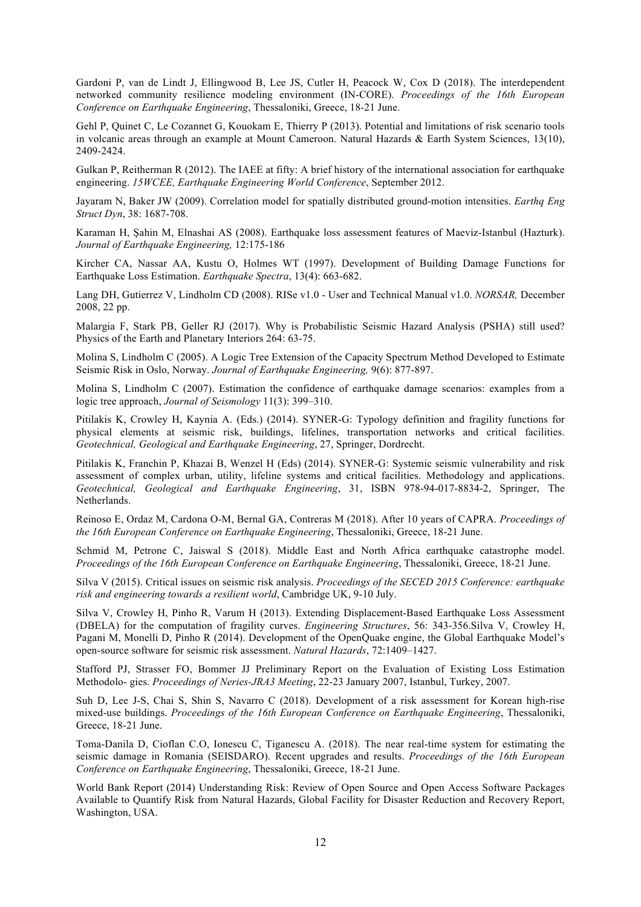Gardoni P, van de Lindt J, Ellingwood B, Lee JS, Cutler H, Peacock W, Cox D (2018). The interdependent networked community resilience modeling environment (IN-CORE). *Proceedings of the 16th European Conference on Earthquake Engineering*, Thessaloniki, Greece, 18-21 June.

Gehl P, Quinet C, Le Cozannet G, Kouokam E, Thierry P (2013). Potential and limitations of risk scenario tools in volcanic areas through an example at Mount Cameroon. Natural Hazards & Earth System Sciences, 13(10), 2409-2424.

Gulkan P, Reitherman R (2012). The IAEE at fifty: A brief history of the international association for earthquake engineering. *15WCEE, Earthquake Engineering World Conference*, September 2012.

Jayaram N, Baker JW (2009). Correlation model for spatially distributed ground-motion intensities. *Earthq Eng Struct Dyn*, 38: 1687-708.

Karaman H, Şahin M, Elnashai AS (2008). Earthquake loss assessment features of Maeviz-Istanbul (Hazturk). *Journal of Earthquake Engineering,* 12:175-186

Kircher CA, Nassar AA, Kustu O, Holmes WT (1997). Development of Building Damage Functions for Earthquake Loss Estimation. *Earthquake Spectra*, 13(4): 663-682.

Lang DH, Gutierrez V, Lindholm CD (2008). RISe v1.0 - User and Technical Manual v1.0. *NORSAR,* December 2008, 22 pp.

Malargia F, Stark PB, Geller RJ (2017). Why is Probabilistic Seismic Hazard Analysis (PSHA) still used? Physics of the Earth and Planetary Interiors 264: 63-75.

Molina S, Lindholm C (2005). A Logic Tree Extension of the Capacity Spectrum Method Developed to Estimate Seismic Risk in Oslo, Norway. *Journal of Earthquake Engineering,* 9(6): 877-897.

Molina S, Lindholm C (2007). Estimation the confidence of earthquake damage scenarios: examples from a logic tree approach, *Journal of Seismology* 11(3): 399–310.

Pitilakis K, Crowley H, Kaynia A. (Eds.) (2014). SYNER-G: Typology definition and fragility functions for physical elements at seismic risk, buildings, lifelines, transportation networks and critical facilities. *Geotechnical, Geological and Earthquake Engineering*, 27, Springer, Dordrecht.

Pitilakis K, Franchin P, Khazai B, Wenzel H (Eds) (2014). SYNER-G: Systemic seismic vulnerability and risk assessment of complex urban, utility, lifeline systems and critical facilities. Methodology and applications. *Geotechnical, Geological and Earthquake Engineering*, 31, ISBN 978-94-017-8834-2, Springer, The Netherlands.

Reinoso E, Ordaz M, Cardona O-M, Bernal GA, Contreras M (2018). After 10 years of CAPRA. *Proceedings of the 16th European Conference on Earthquake Engineering*, Thessaloniki, Greece, 18-21 June.

Schmid M, Petrone C, Jaiswal S (2018). Middle East and North Africa earthquake catastrophe model. *Proceedings of the 16th European Conference on Earthquake Engineering*, Thessaloniki, Greece, 18-21 June.

Silva V (2015). Critical issues on seismic risk analysis. *Proceedings of the SECED 2015 Conference: earthquake risk and engineering towards a resilient world*, Cambridge UK, 9-10 July.

Silva V, Crowley H, Pinho R, Varum H (2013). Extending Displacement-Based Earthquake Loss Assessment (DBELA) for the computation of fragility curves. *Engineering Structures*, 56: 343-356.Silva V, Crowley H, Pagani M, Monelli D, Pinho R (2014). Development of the OpenQuake engine, the Global Earthquake Model's open-source software for seismic risk assessment. *Natural Hazards*, 72:1409–1427.

Stafford PJ, Strasser FO, Bommer JJ Preliminary Report on the Evaluation of Existing Loss Estimation Methodolo- gies. *Proceedings of Neries-JRA3 Meeting*, 22-23 January 2007, Istanbul, Turkey, 2007.

Suh D, Lee J-S, Chai S, Shin S, Navarro C (2018). Development of a risk assessment for Korean high-rise mixed-use buildings. *Proceedings of the 16th European Conference on Earthquake Engineering*, Thessaloniki, Greece, 18-21 June.

Toma-Danila D, Cioflan C.O, Ionescu C, Tiganescu A. (2018). The near real-time system for estimating the seismic damage in Romania (SEISDARO). Recent upgrades and results. *Proceedings of the 16th European Conference on Earthquake Engineering*, Thessaloniki, Greece, 18-21 June.

World Bank Report (2014) Understanding Risk: Review of Open Source and Open Access Software Packages Available to Quantify Risk from Natural Hazards, Global Facility for Disaster Reduction and Recovery Report, Washington, USA.